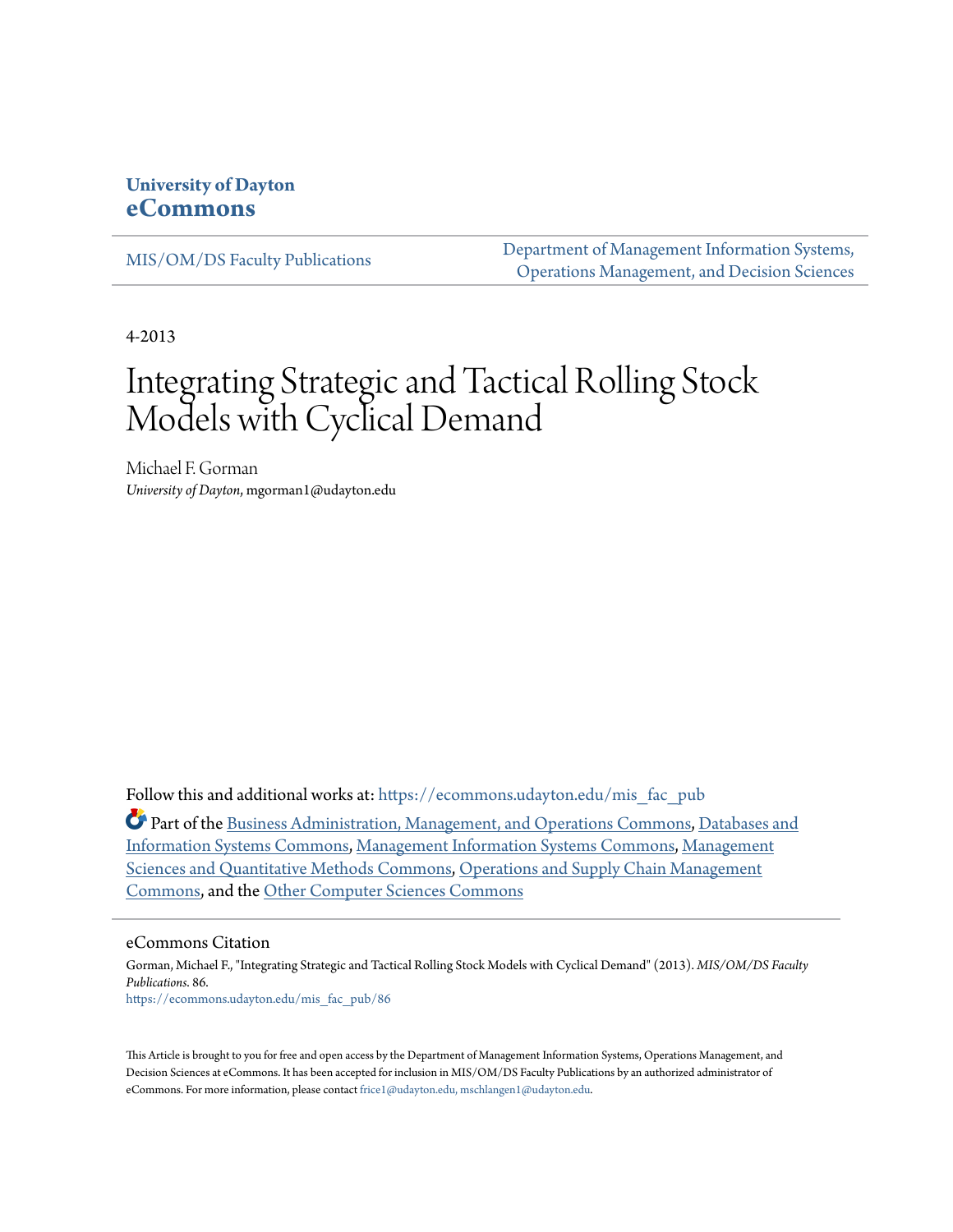**University of Dayton**
**eCommons**

MIS/OM/DS Faculty Publications

Department of Management Information Systems, Operations Management, and Decision Sciences

4-2013

# Integrating Strategic and Tactical Rolling Stock Models with Cyclical Demand

Michael F. Gorman
*University of Dayton*, mgorman1@udayton.edu

Follow this and additional works at: https://ecommons.udayton.edu/mis_fac_pub

Part of the Business Administration, Management, and Operations Commons, Databases and Information Systems Commons, Management Information Systems Commons, Management Sciences and Quantitative Methods Commons, Operations and Supply Chain Management Commons, and the Other Computer Sciences Commons

## eCommons Citation

Gorman, Michael F., "Integrating Strategic and Tactical Rolling Stock Models with Cyclical Demand" (2013). *MIS/OM/DS Faculty Publications*. 86.
https://ecommons.udayton.edu/mis_fac_pub/86

This Article is brought to you for free and open access by the Department of Management Information Systems, Operations Management, and Decision Sciences at eCommons. It has been accepted for inclusion in MIS/OM/DS Faculty Publications by an authorized administrator of eCommons. For more information, please contact frice1@udayton.edu, mschlangen1@udayton.edu.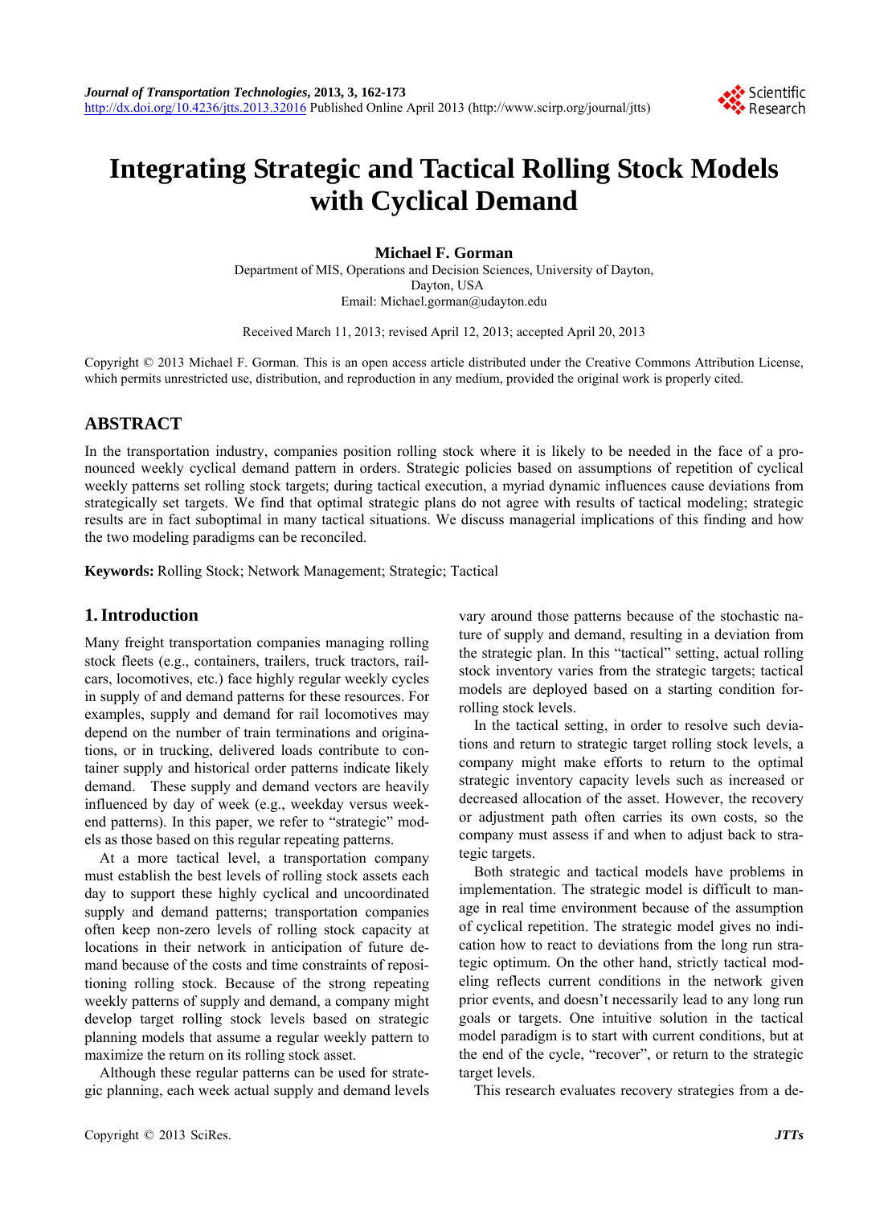# Integrating Strategic and Tactical Rolling Stock Models with Cyclical Demand

**Michael F. Gorman**

Department of MIS, Operations and Decision Sciences, University of Dayton, Dayton, USA
Email: Michael.gorman@udayton.edu

Received March 11, 2013; revised April 12, 2013; accepted April 20, 2013

Copyright © 2013 Michael F. Gorman. This is an open access article distributed under the Creative Commons Attribution License, which permits unrestricted use, distribution, and reproduction in any medium, provided the original work is properly cited.

## ABSTRACT

In the transportation industry, companies position rolling stock where it is likely to be needed in the face of a pronounced weekly cyclical demand pattern in orders. Strategic policies based on assumptions of repetition of cyclical weekly patterns set rolling stock targets; during tactical execution, a myriad dynamic influences cause deviations from strategically set targets. We find that optimal strategic plans do not agree with results of tactical modeling; strategic results are in fact suboptimal in many tactical situations. We discuss managerial implications of this finding and how the two modeling paradigms can be reconciled.

**Keywords:** Rolling Stock; Network Management; Strategic; Tactical

## 1. Introduction

Many freight transportation companies managing rolling stock fleets (e.g., containers, trailers, truck tractors, railcars, locomotives, etc.) face highly regular weekly cycles in supply of and demand patterns for these resources. For examples, supply and demand for rail locomotives may depend on the number of train terminations and originations, or in trucking, delivered loads contribute to container supply and historical order patterns indicate likely demand. These supply and demand vectors are heavily influenced by day of week (e.g., weekday versus weekend patterns). In this paper, we refer to "strategic" models as those based on this regular repeating patterns.

At a more tactical level, a transportation company must establish the best levels of rolling stock assets each day to support these highly cyclical and uncoordinated supply and demand patterns; transportation companies often keep non-zero levels of rolling stock capacity at locations in their network in anticipation of future demand because of the costs and time constraints of repositioning rolling stock. Because of the strong repeating weekly patterns of supply and demand, a company might develop target rolling stock levels based on strategic planning models that assume a regular weekly pattern to maximize the return on its rolling stock asset.

Although these regular patterns can be used for strategic planning, each week actual supply and demand levels vary around those patterns because of the stochastic nature of supply and demand, resulting in a deviation from the strategic plan. In this "tactical" setting, actual rolling stock inventory varies from the strategic targets; tactical models are deployed based on a starting condition for rolling stock levels.

In the tactical setting, in order to resolve such deviations and return to strategic target rolling stock levels, a company might make efforts to return to the optimal strategic inventory capacity levels such as increased or decreased allocation of the asset. However, the recovery or adjustment path often carries its own costs, so the company must assess if and when to adjust back to strategic targets.

Both strategic and tactical models have problems in implementation. The strategic model is difficult to manage in real time environment because of the assumption of cyclical repetition. The strategic model gives no indication how to react to deviations from the long run strategic optimum. On the other hand, strictly tactical modeling reflects current conditions in the network given prior events, and doesn't necessarily lead to any long run goals or targets. One intuitive solution in the tactical model paradigm is to start with current conditions, but at the end of the cycle, "recover", or return to the strategic target levels.

This research evaluates recovery strategies from a de-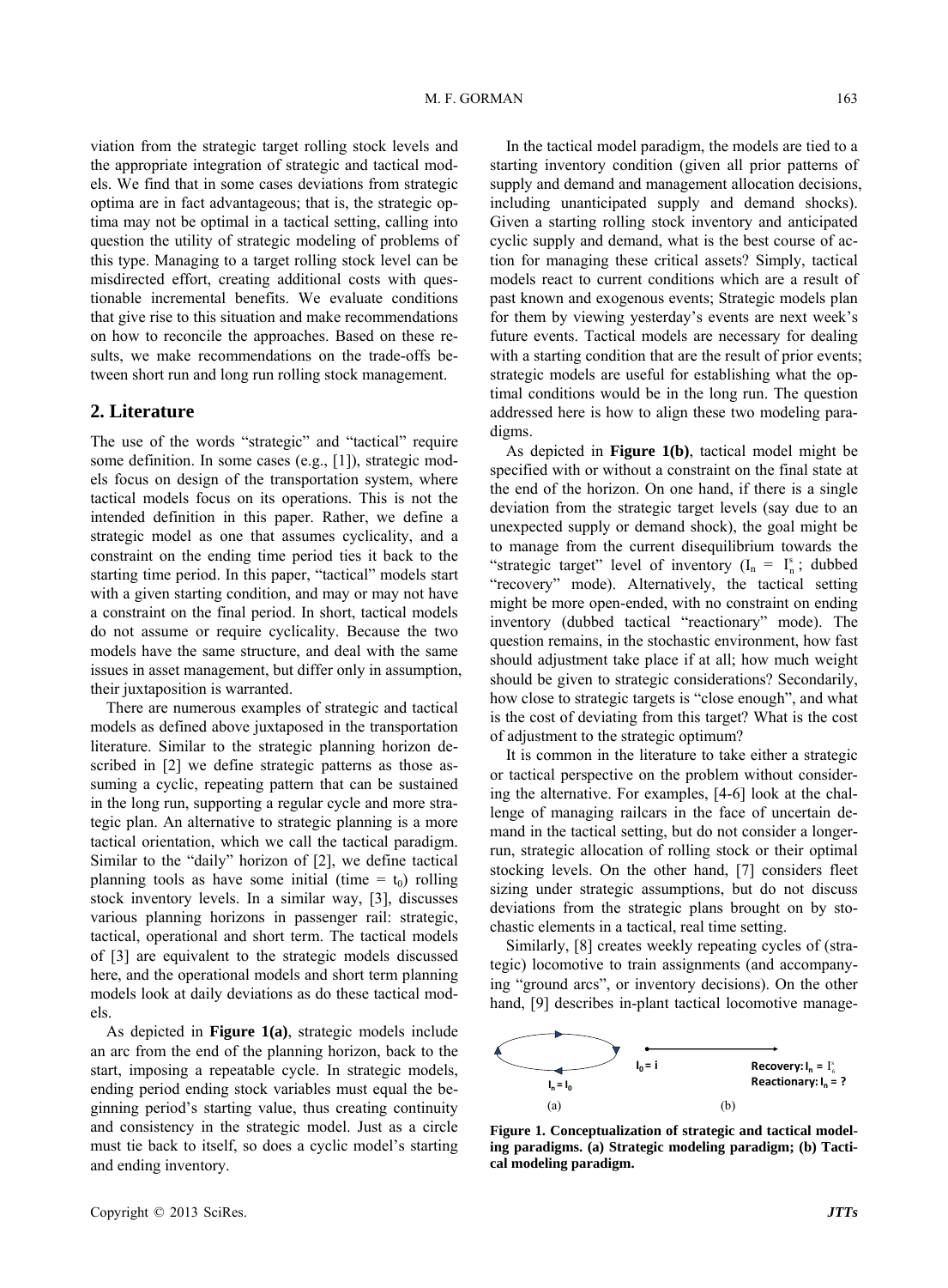viation from the strategic target rolling stock levels and the appropriate integration of strategic and tactical models. We find that in some cases deviations from strategic optima are in fact advantageous; that is, the strategic optima may not be optimal in a tactical setting, calling into question the utility of strategic modeling of problems of this type. Managing to a target rolling stock level can be misdirected effort, creating additional costs with questionable incremental benefits. We evaluate conditions that give rise to this situation and make recommendations on how to reconcile the approaches. Based on these results, we make recommendations on the trade-offs between short run and long run rolling stock management.

## 2. Literature

The use of the words "strategic" and "tactical" require some definition. In some cases (e.g., [1]), strategic models focus on design of the transportation system, where tactical models focus on its operations. This is not the intended definition in this paper. Rather, we define a strategic model as one that assumes cyclicality, and a constraint on the ending time period ties it back to the starting time period. In this paper, "tactical" models start with a given starting condition, and may or may not have a constraint on the final period. In short, tactical models do not assume or require cyclicality. Because the two models have the same structure, and deal with the same issues in asset management, but differ only in assumption, their juxtaposition is warranted.

There are numerous examples of strategic and tactical models as defined above juxtaposed in the transportation literature. Similar to the strategic planning horizon described in [2] we define strategic patterns as those assuming a cyclic, repeating pattern that can be sustained in the long run, supporting a regular cycle and more strategic plan. An alternative to strategic planning is a more tactical orientation, which we call the tactical paradigm. Similar to the "daily" horizon of [2], we define tactical planning tools as have some initial (time = $t_0$) rolling stock inventory levels. In a similar way, [3], discusses various planning horizons in passenger rail: strategic, tactical, operational and short term. The tactical models of [3] are equivalent to the strategic models discussed here, and the operational models and short term planning models look at daily deviations as do these tactical models.

As depicted in **Figure 1(a)**, strategic models include an arc from the end of the planning horizon, back to the start, imposing a repeatable cycle. In strategic models, ending period ending stock variables must equal the beginning period's starting value, thus creating continuity and consistency in the strategic model. Just as a circle must tie back to itself, so does a cyclic model's starting and ending inventory.

In the tactical model paradigm, the models are tied to a starting inventory condition (given all prior patterns of supply and demand and management allocation decisions, including unanticipated supply and demand shocks). Given a starting rolling stock inventory and anticipated cyclic supply and demand, what is the best course of action for managing these critical assets? Simply, tactical models react to current conditions which are a result of past known and exogenous events; Strategic models plan for them by viewing yesterday's events are next week's future events. Tactical models are necessary for dealing with a starting condition that are the result of prior events; strategic models are useful for establishing what the optimal conditions would be in the long run. The question addressed here is how to align these two modeling paradigms.

As depicted in **Figure 1(b)**, tactical model might be specified with or without a constraint on the final state at the end of the horizon. On one hand, if there is a single deviation from the strategic target levels (say due to an unexpected supply or demand shock), the goal might be to manage from the current disequilibrium towards the "strategic target" level of inventory ($I_n = I_n^s$; dubbed "recovery" mode). Alternatively, the tactical setting might be more open-ended, with no constraint on ending inventory (dubbed tactical "reactionary" mode). The question remains, in the stochastic environment, how fast should adjustment take place if at all; how much weight should be given to strategic considerations? Secondarily, how close to strategic targets is "close enough", and what is the cost of deviating from this target? What is the cost of adjustment to the strategic optimum?

It is common in the literature to take either a strategic or tactical perspective on the problem without considering the alternative. For examples, [4-6] look at the challenge of managing railcars in the face of uncertain demand in the tactical setting, but do not consider a longer-run, strategic allocation of rolling stock or their optimal stocking levels. On the other hand, [7] considers fleet sizing under strategic assumptions, but do not discuss deviations from the strategic plans brought on by stochastic elements in a tactical, real time setting.

Similarly, [8] creates weekly repeating cycles of (strategic) locomotive to train assignments (and accompanying "ground arcs", or inventory decisions). On the other hand, [9] describes in-plant tactical locomotive manage-

$I_n = I_0$ &nbsp;&nbsp; $I_0 = i$ &nbsp;&nbsp; **Recovery:** $I_n = I_n^s$ &nbsp;&nbsp; **Reactionary:** $I_n = ?$

(a) &nbsp;&nbsp;&nbsp;&nbsp; (b)

**Figure 1. Conceptualization of strategic and tactical modeling paradigms. (a) Strategic modeling paradigm; (b) Tactical modeling paradigm.**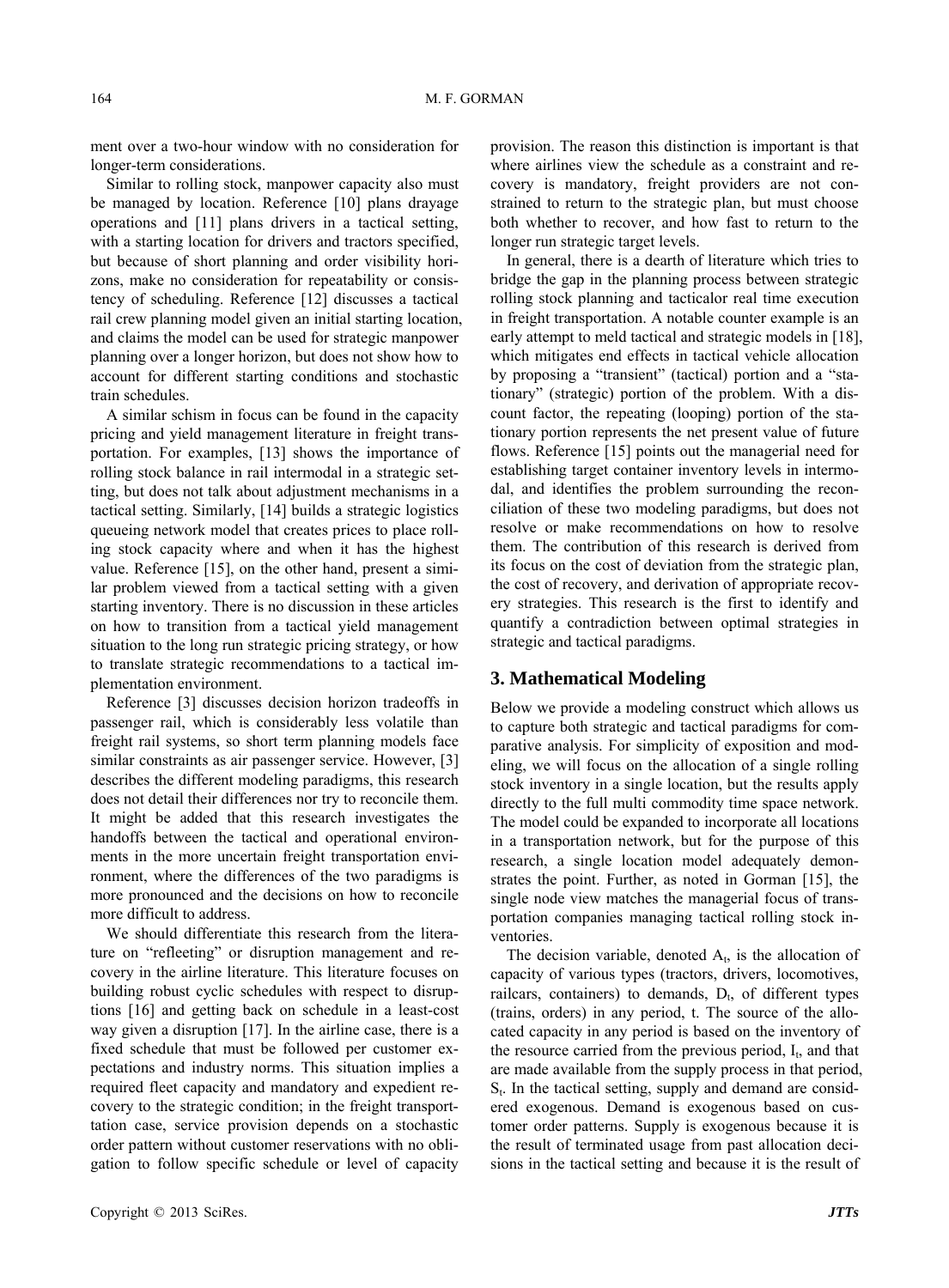ment over a two-hour window with no consideration for longer-term considerations.

Similar to rolling stock, manpower capacity also must be managed by location. Reference [10] plans drayage operations and [11] plans drivers in a tactical setting, with a starting location for drivers and tractors specified, but because of short planning and order visibility horizons, make no consideration for repeatability or consistency of scheduling. Reference [12] discusses a tactical rail crew planning model given an initial starting location, and claims the model can be used for strategic manpower planning over a longer horizon, but does not show how to account for different starting conditions and stochastic train schedules.

A similar schism in focus can be found in the capacity pricing and yield management literature in freight transportation. For examples, [13] shows the importance of rolling stock balance in rail intermodal in a strategic setting, but does not talk about adjustment mechanisms in a tactical setting. Similarly, [14] builds a strategic logistics queueing network model that creates prices to place rolling stock capacity where and when it has the highest value. Reference [15], on the other hand, present a similar problem viewed from a tactical setting with a given starting inventory. There is no discussion in these articles on how to transition from a tactical yield management situation to the long run strategic pricing strategy, or how to translate strategic recommendations to a tactical implementation environment.

Reference [3] discusses decision horizon tradeoffs in passenger rail, which is considerably less volatile than freight rail systems, so short term planning models face similar constraints as air passenger service. However, [3] describes the different modeling paradigms, this research does not detail their differences nor try to reconcile them. It might be added that this research investigates the handoffs between the tactical and operational environments in the more uncertain freight transportation environment, where the differences of the two paradigms is more pronounced and the decisions on how to reconcile more difficult to address.

We should differentiate this research from the literature on "refleeting" or disruption management and recovery in the airline literature. This literature focuses on building robust cyclic schedules with respect to disruptions [16] and getting back on schedule in a least-cost way given a disruption [17]. In the airline case, there is a fixed schedule that must be followed per customer expectations and industry norms. This situation implies a required fleet capacity and mandatory and expedient recovery to the strategic condition; in the freight transporttation case, service provision depends on a stochastic order pattern without customer reservations with no obligation to follow specific schedule or level of capacity provision. The reason this distinction is important is that where airlines view the schedule as a constraint and recovery is mandatory, freight providers are not constrained to return to the strategic plan, but must choose both whether to recover, and how fast to return to the longer run strategic target levels.

In general, there is a dearth of literature which tries to bridge the gap in the planning process between strategic rolling stock planning and tacticalor real time execution in freight transportation. A notable counter example is an early attempt to meld tactical and strategic models in [18], which mitigates end effects in tactical vehicle allocation by proposing a "transient" (tactical) portion and a "stationary" (strategic) portion of the problem. With a discount factor, the repeating (looping) portion of the stationary portion represents the net present value of future flows. Reference [15] points out the managerial need for establishing target container inventory levels in intermodal, and identifies the problem surrounding the reconciliation of these two modeling paradigms, but does not resolve or make recommendations on how to resolve them. The contribution of this research is derived from its focus on the cost of deviation from the strategic plan, the cost of recovery, and derivation of appropriate recovery strategies. This research is the first to identify and quantify a contradiction between optimal strategies in strategic and tactical paradigms.

## 3. Mathematical Modeling

Below we provide a modeling construct which allows us to capture both strategic and tactical paradigms for comparative analysis. For simplicity of exposition and modeling, we will focus on the allocation of a single rolling stock inventory in a single location, but the results apply directly to the full multi commodity time space network. The model could be expanded to incorporate all locations in a transportation network, but for the purpose of this research, a single location model adequately demonstrates the point. Further, as noted in Gorman [15], the single node view matches the managerial focus of transportation companies managing tactical rolling stock inventories.

The decision variable, denoted $A_t$, is the allocation of capacity of various types (tractors, drivers, locomotives, railcars, containers) to demands, $D_t$, of different types (trains, orders) in any period, t. The source of the allocated capacity in any period is based on the inventory of the resource carried from the previous period, $I_t$, and that are made available from the supply process in that period, $S_t$. In the tactical setting, supply and demand are considered exogenous. Demand is exogenous based on customer order patterns. Supply is exogenous because it is the result of terminated usage from past allocation decisions in the tactical setting and because it is the result of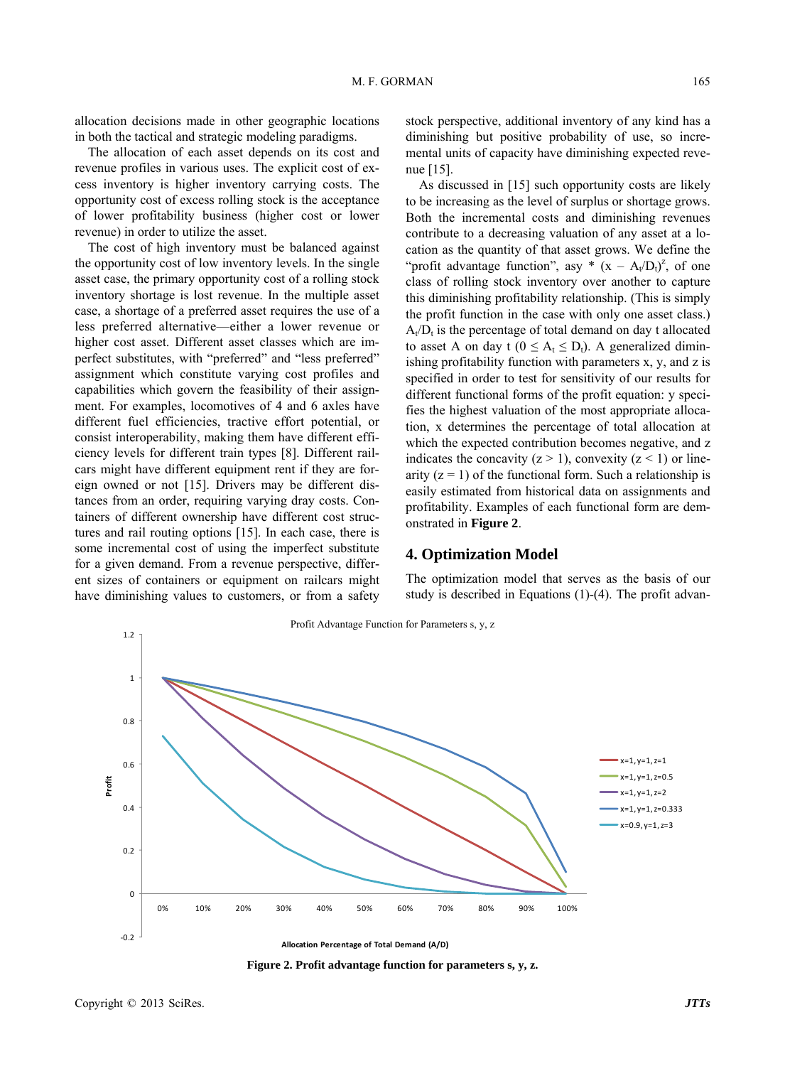allocation decisions made in other geographic locations in both the tactical and strategic modeling paradigms.

The allocation of each asset depends on its cost and revenue profiles in various uses. The explicit cost of excess inventory is higher inventory carrying costs. The opportunity cost of excess rolling stock is the acceptance of lower profitability business (higher cost or lower revenue) in order to utilize the asset.

The cost of high inventory must be balanced against the opportunity cost of low inventory levels. In the single asset case, the primary opportunity cost of a rolling stock inventory shortage is lost revenue. In the multiple asset case, a shortage of a preferred asset requires the use of a less preferred alternative—either a lower revenue or higher cost asset. Different asset classes which are imperfect substitutes, with "preferred" and "less preferred" assignment which constitute varying cost profiles and capabilities which govern the feasibility of their assignment. For examples, locomotives of 4 and 6 axles have different fuel efficiencies, tractive effort potential, or consist interoperability, making them have different efficiency levels for different train types [8]. Different railcars might have different equipment rent if they are foreign owned or not [15]. Drivers may be different distances from an order, requiring varying dray costs. Containers of different ownership have different cost structures and rail routing options [15]. In each case, there is some incremental cost of using the imperfect substitute for a given demand. From a revenue perspective, different sizes of containers or equipment on railcars might have diminishing values to customers, or from a safety stock perspective, additional inventory of any kind has a diminishing but positive probability of use, so incremental units of capacity have diminishing expected revenue [15].

As discussed in [15] such opportunity costs are likely to be increasing as the level of surplus or shortage grows. Both the incremental costs and diminishing revenues contribute to a decreasing valuation of any asset at a location as the quantity of that asset grows. We define the "profit advantage function", as $y * (x - A_t/D_t)^z$, of one class of rolling stock inventory over another to capture this diminishing profitability relationship. (This is simply the profit function in the case with only one asset class.) $A_t/D_t$ is the percentage of total demand on day t allocated to asset A on day t ($0 \leq A_t \leq D_t$). A generalized diminishing profitability function with parameters x, y, and z is specified in order to test for sensitivity of our results for different functional forms of the profit equation: y specifies the highest valuation of the most appropriate allocation, x determines the percentage of total allocation at which the expected contribution becomes negative, and z indicates the concavity ($z > 1$), convexity ($z < 1$) or linearity ($z = 1$) of the functional form. Such a relationship is easily estimated from historical data on assignments and profitability. Examples of each functional form are demonstrated in **Figure 2**.

## 4. Optimization Model

The optimization model that serves as the basis of our study is described in Equations (1)-(4). The profit advan-

**Figure 2. Profit advantage function for parameters s, y, z.**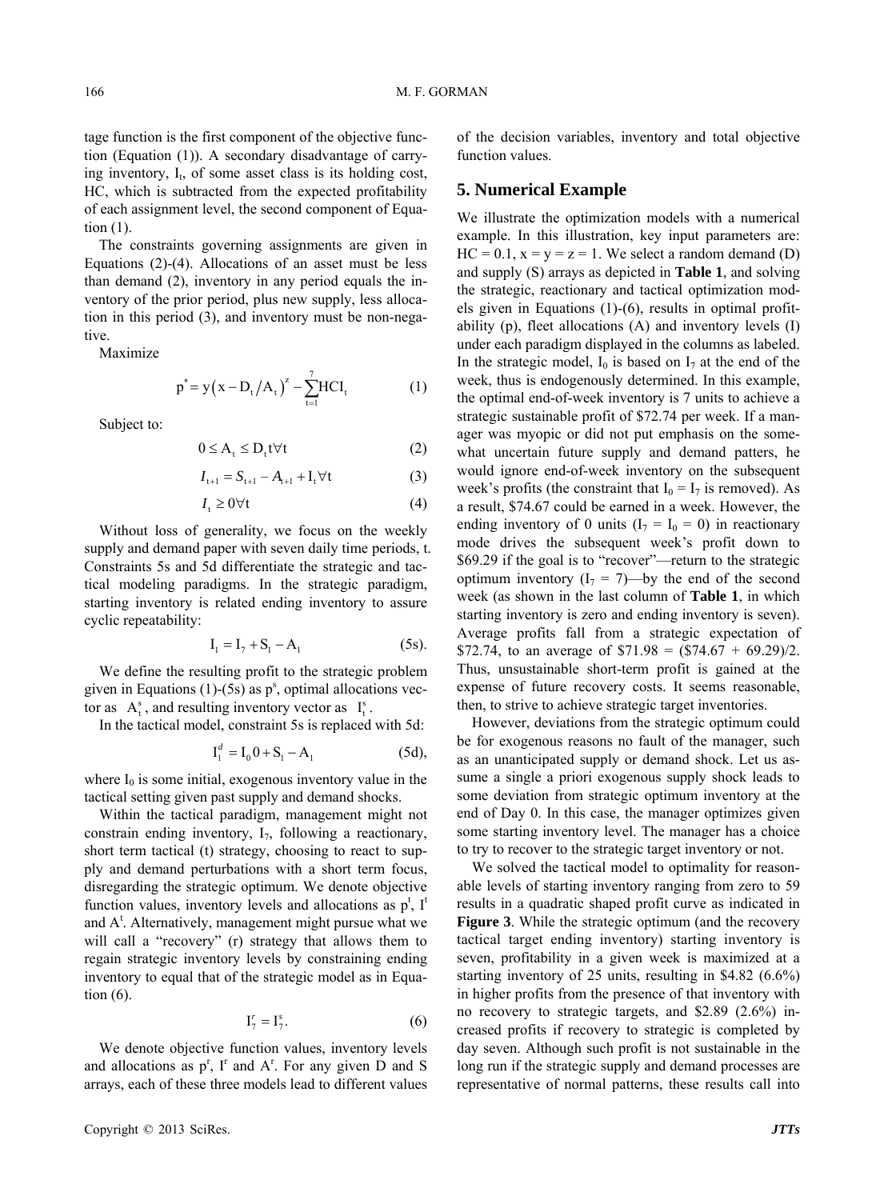tage function is the first component of the objective function (Equation (1)). A secondary disadvantage of carrying inventory, $I_t$, of some asset class is its holding cost, HC, which is subtracted from the expected profitability of each assignment level, the second component of Equation (1).

The constraints governing assignments are given in Equations (2)-(4). Allocations of an asset must be less than demand (2), inventory in any period equals the inventory of the prior period, plus new supply, less allocation in this period (3), and inventory must be non-negative.

Maximize

$$p^* = y\left(x - D_t/A_t\right)^z - \sum_{t=1}^{7} HCI_t \tag{1}$$

Subject to:

$$0 \le A_t \le D_t t \forall t \tag{2}$$

$$I_{t+1} = S_{t+1} - A_{t+1} + I_t \forall t \tag{3}$$

$$I_t \ge 0 \forall t \tag{4}$$

Without loss of generality, we focus on the weekly supply and demand paper with seven daily time periods, t. Constraints 5s and 5d differentiate the strategic and tactical modeling paradigms. In the strategic paradigm, starting inventory is related ending inventory to assure cyclic repeatability:

$$I_1 = I_7 + S_1 - A_1 \tag{5s}$$

We define the resulting profit to the strategic problem given in Equations (1)-(5s) as $p^s$, optimal allocations vector as $A_t^s$, and resulting inventory vector as $I_t^s$.

In the tactical model, constraint 5s is replaced with 5d:

$$I_1^d = I_0 0 + S_1 - A_1 \tag{5d}$$

where $I_0$ is some initial, exogenous inventory value in the tactical setting given past supply and demand shocks.

Within the tactical paradigm, management might not constrain ending inventory, $I_7$, following a reactionary, short term tactical (t) strategy, choosing to react to supply and demand perturbations with a short term focus, disregarding the strategic optimum. We denote objective function values, inventory levels and allocations as $p^t$, $I^t$ and $A^t$. Alternatively, management might pursue what we will call a "recovery" (r) strategy that allows them to regain strategic inventory levels by constraining ending inventory to equal that of the strategic model as in Equation (6).

$$I_7^r = I_7^s. \tag{6}$$

We denote objective function values, inventory levels and allocations as $p^r$, $I^r$ and $A^r$. For any given D and S arrays, each of these three models lead to different values of the decision variables, inventory and total objective function values.

## 5. Numerical Example

We illustrate the optimization models with a numerical example. In this illustration, key input parameters are: HC = 0.1, x = y = z = 1. We select a random demand (D) and supply (S) arrays as depicted in **Table 1**, and solving the strategic, reactionary and tactical optimization models given in Equations (1)-(6), results in optimal profitability (p), fleet allocations (A) and inventory levels (I) under each paradigm displayed in the columns as labeled. In the strategic model, $I_0$ is based on $I_7$ at the end of the week, thus is endogenously determined. In this example, the optimal end-of-week inventory is 7 units to achieve a strategic sustainable profit of $72.74 per week. If a manager was myopic or did not put emphasis on the somewhat uncertain future supply and demand patters, he would ignore end-of-week inventory on the subsequent week's profits (the constraint that $I_0 = I_7$ is removed). As a result, $74.67 could be earned in a week. However, the ending inventory of 0 units ($I_7 = I_0 = 0$) in reactionary mode drives the subsequent week's profit down to $69.29 if the goal is to "recover"—return to the strategic optimum inventory ($I_7 = 7$)—by the end of the second week (as shown in the last column of **Table 1**, in which starting inventory is zero and ending inventory is seven). Average profits fall from a strategic expectation of $72.74, to an average of $71.98 = ($74.67 + 69.29)/2. Thus, unsustainable short-term profit is gained at the expense of future recovery costs. It seems reasonable, then, to strive to achieve strategic target inventories.

However, deviations from the strategic optimum could be for exogenous reasons no fault of the manager, such as an unanticipated supply or demand shock. Let us assume a single a priori exogenous supply shock leads to some deviation from strategic optimum inventory at the end of Day 0. In this case, the manager optimizes given some starting inventory level. The manager has a choice to try to recover to the strategic target inventory or not.

We solved the tactical model to optimality for reasonable levels of starting inventory ranging from zero to 59 results in a quadratic shaped profit curve as indicated in **Figure 3**. While the strategic optimum (and the recovery tactical target ending inventory) starting inventory is seven, profitability in a given week is maximized at a starting inventory of 25 units, resulting in $4.82 (6.6%) in higher profits from the presence of that inventory with no recovery to strategic targets, and $2.89 (2.6%) increased profits if recovery to strategic is completed by day seven. Although such profit is not sustainable in the long run if the strategic supply and demand processes are representative of normal patterns, these results call into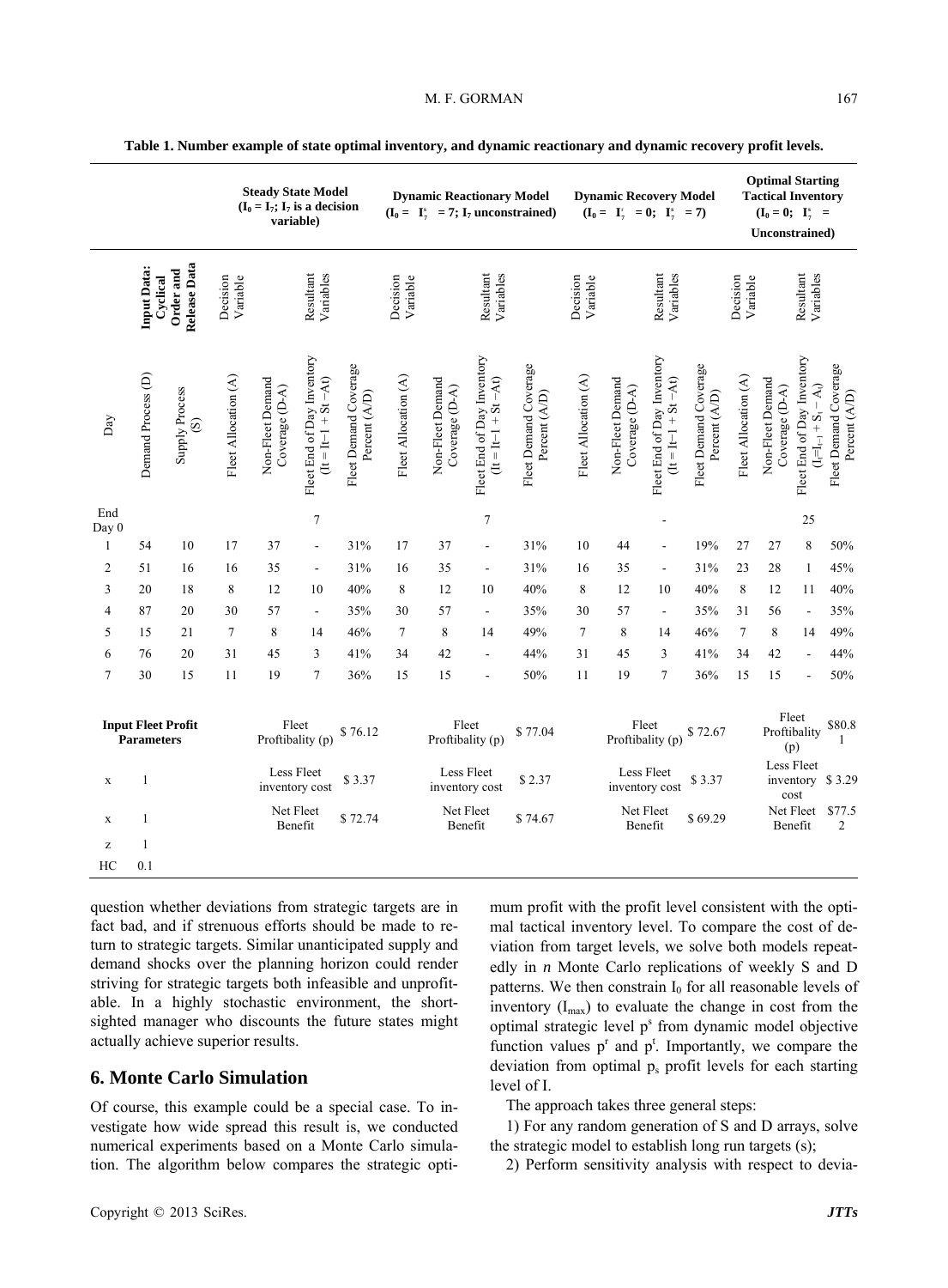**Table 1. Number example of state optimal inventory, and dynamic reactionary and dynamic recovery profit levels.**

| | Input Data: Cyclical Order and Release Data | | Steady State Model ($I_0 = I_7$; $I_7$ is a decision variable) | | | | Dynamic Reactionary Model ($I_0 = I_7^s = 7$; $I_7$ unconstrained) | | | | Dynamic Recovery Model ($I_0 = I_7^r = 0$; $I_7^s = 7$) | | | | Optimal Starting Tactical Inventory ($I_0 = 0$; $I_7^s$ = Unconstrained) | | | |
|---|---|---|---|---|---|---|---|---|---|---|---|---|---|---|---|---|---|---|
| | | | Decision Variable | Resultant Variables | | | Decision Variable | Resultant Variables | | | Decision Variable | Resultant Variables | | | Decision Variable | Resultant Variables | | |
| Day | Demand Process (D) | Supply Process (S) | Fleet Allocation (A) | Non-Fleet Demand Coverage (D-A) | Fleet End of Day Inventory ($I_t = I_{t-1} + S_t - A_t$) | Fleet Demand Coverage Percent (A/D) | Fleet Allocation (A) | Non-Fleet Demand Coverage (D-A) | Fleet End of Day Inventory ($I_t = I_{t-1} + S_t - A_t$) | Fleet Demand Coverage Percent (A/D) | Fleet Allocation (A) | Non-Fleet Demand Coverage (D-A) | Fleet End of Day Inventory ($I_t = I_{t-1} + S_t - A_t$) | Fleet Demand Coverage Percent (A/D) | Fleet Allocation (A) | Non-Fleet Demand Coverage (D-A) | Fleet End of Day Inventory ($I_t = I_{t-1} + S_t - A_t$) | Fleet Demand Coverage Percent (A/D) |
| End Day 0 | | | | | 7 | | | | 7 | | | | - | | | | 25 | |
| 1 | 54 | 10 | 17 | 37 | - | 31% | 17 | 37 | - | 31% | 10 | 44 | - | 19% | 27 | 27 | 8 | 50% |
| 2 | 51 | 16 | 16 | 35 | - | 31% | 16 | 35 | - | 31% | 16 | 35 | - | 31% | 23 | 28 | 1 | 45% |
| 3 | 20 | 18 | 8 | 12 | 10 | 40% | 8 | 12 | 10 | 40% | 8 | 12 | 10 | 40% | 8 | 12 | 11 | 40% |
| 4 | 87 | 20 | 30 | 57 | - | 35% | 30 | 57 | - | 35% | 30 | 57 | - | 35% | 31 | 56 | - | 35% |
| 5 | 15 | 21 | 7 | 8 | 14 | 46% | 7 | 8 | 14 | 49% | 7 | 8 | 14 | 46% | 7 | 8 | 14 | 49% |
| 6 | 76 | 20 | 31 | 45 | 3 | 41% | 34 | 42 | - | 44% | 31 | 45 | 3 | 41% | 34 | 42 | - | 44% |
| 7 | 30 | 15 | 11 | 19 | 7 | 36% | 15 | 15 | - | 50% | 11 | 19 | 7 | 36% | 15 | 15 | - | 50% |
| Input Fleet Profit Parameters | | | | Fleet Proftibality (p) | $ 76.12 | | | Fleet Proftibality (p) | $ 77.04 | | | Fleet Proftibality (p) | $ 72.67 | | | Fleet Proftibality (p) | $80.81 | |
| x | 1 | | | Less Fleet inventory cost | $ 3.37 | | | Less Fleet inventory cost | $ 2.37 | | | Less Fleet inventory cost | $ 3.37 | | | Less Fleet inventory cost | $ 3.29 | |
| x | 1 | | | Net Fleet Benefit | $ 72.74 | | | Net Fleet Benefit | $ 74.67 | | | Net Fleet Benefit | $ 69.29 | | | Net Fleet Benefit | $77.52 | |
| z | 1 | | | | | | | | | | | | | | | | | |
| HC | 0.1 | | | | | | | | | | | | | | | | | |

question whether deviations from strategic targets are in fact bad, and if strenuous efforts should be made to return to strategic targets. Similar unanticipated supply and demand shocks over the planning horizon could render striving for strategic targets both infeasible and unprofitable. In a highly stochastic environment, the short-sighted manager who discounts the future states might actually achieve superior results.

## 6. Monte Carlo Simulation

Of course, this example could be a special case. To investigate how wide spread this result is, we conducted numerical experiments based on a Monte Carlo simulation. The algorithm below compares the strategic optimum profit with the profit level consistent with the optimal tactical inventory level. To compare the cost of deviation from target levels, we solve both models repeatedly in *n* Monte Carlo replications of weekly S and D patterns. We then constrain $I_0$ for all reasonable levels of inventory ($I_{max}$) to evaluate the change in cost from the optimal strategic level $p^s$ from dynamic model objective function values $p^r$ and $p^t$. Importantly, we compare the deviation from optimal $p_s$ profit levels for each starting level of I.

The approach takes three general steps:

1) For any random generation of S and D arrays, solve the strategic model to establish long run targets (s);

2) Perform sensitivity analysis with respect to devia-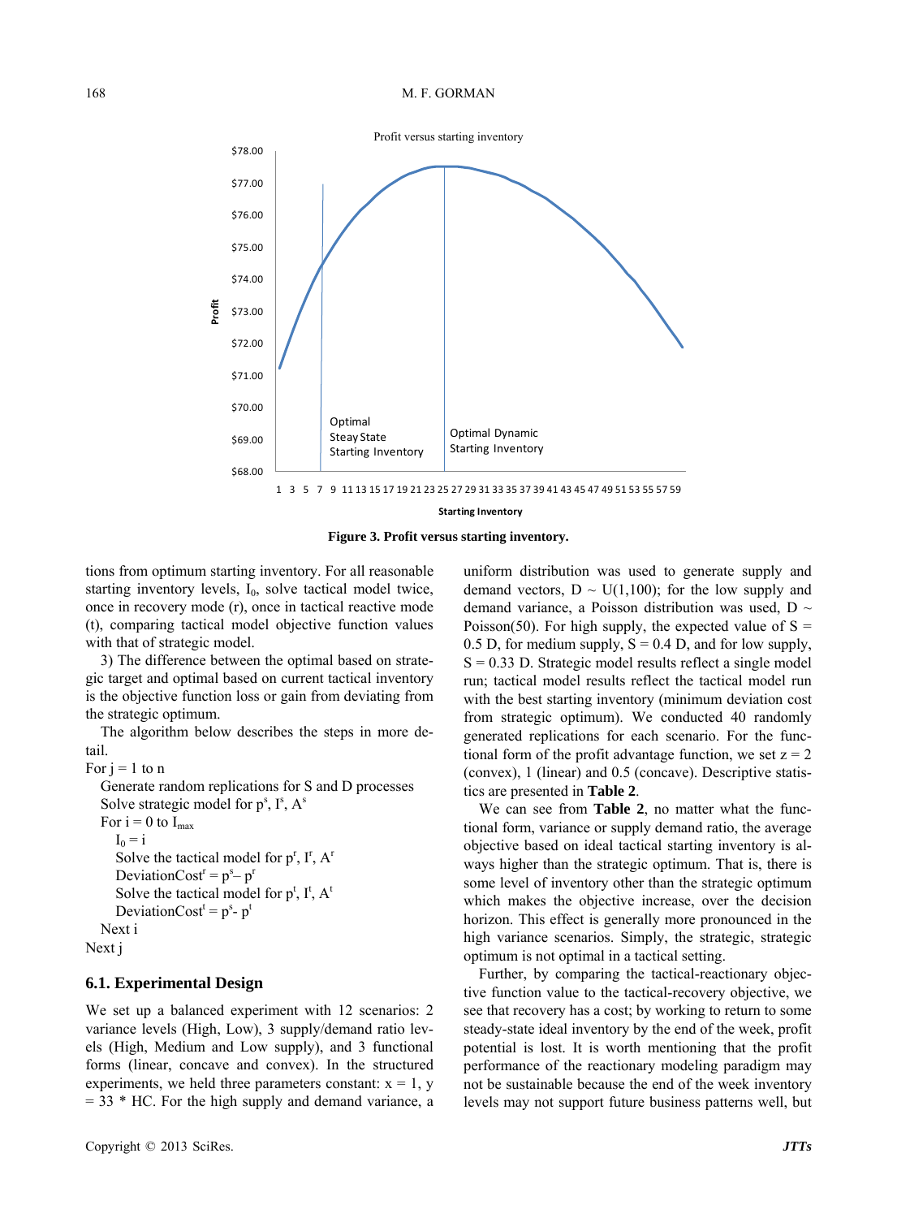**Figure 3. Profit versus starting inventory.**

tions from optimum starting inventory. For all reasonable starting inventory levels, $I_0$, solve tactical model twice, once in recovery mode (r), once in tactical reactive mode (t), comparing tactical model objective function values with that of strategic model.

3) The difference between the optimal based on strategic target and optimal based on current tactical inventory is the objective function loss or gain from deviating from the strategic optimum.

The algorithm below describes the steps in more detail.

For j = 1 to n
  Generate random replications for S and D processes
  Solve strategic model for $p^s$, $I^s$, $A^s$
  For i = 0 to $I_{max}$
    $I_0 = i$
    Solve the tactical model for $p^r$, $I^r$, $A^r$
    $\text{DeviationCost}^r = p^s - p^r$
    Solve the tactical model for $p^t$, $I^t$, $A^t$
    $\text{DeviationCost}^t = p^s - p^t$
  Next i
Next j

### 6.1. Experimental Design

We set up a balanced experiment with 12 scenarios: 2 variance levels (High, Low), 3 supply/demand ratio levels (High, Medium and Low supply), and 3 functional forms (linear, concave and convex). In the structured experiments, we held three parameters constant: x = 1, y = 33 * HC. For the high supply and demand variance, a uniform distribution was used to generate supply and demand vectors, $D \sim U(1,100)$; for the low supply and demand variance, a Poisson distribution was used, $D \sim \text{Poisson}(50)$. For high supply, the expected value of S = 0.5 D, for medium supply, S = 0.4 D, and for low supply, S = 0.33 D. Strategic model results reflect a single model run; tactical model results reflect the tactical model run with the best starting inventory (minimum deviation cost from strategic optimum). We conducted 40 randomly generated replications for each scenario. For the functional form of the profit advantage function, we set z = 2 (convex), 1 (linear) and 0.5 (concave). Descriptive statistics are presented in **Table 2**.

We can see from **Table 2**, no matter what the functional form, variance or supply demand ratio, the average objective based on ideal tactical starting inventory is always higher than the strategic optimum. That is, there is some level of inventory other than the strategic optimum which makes the objective increase, over the decision horizon. This effect is generally more pronounced in the high variance scenarios. Simply, the strategic, strategic optimum is not optimal in a tactical setting.

Further, by comparing the tactical-reactionary objective function value to the tactical-recovery objective, we see that recovery has a cost; by working to return to some steady-state ideal inventory by the end of the week, profit potential is lost. It is worth mentioning that the profit performance of the reactionary modeling paradigm may not be sustainable because the end of the week inventory levels may not support future business patterns well, but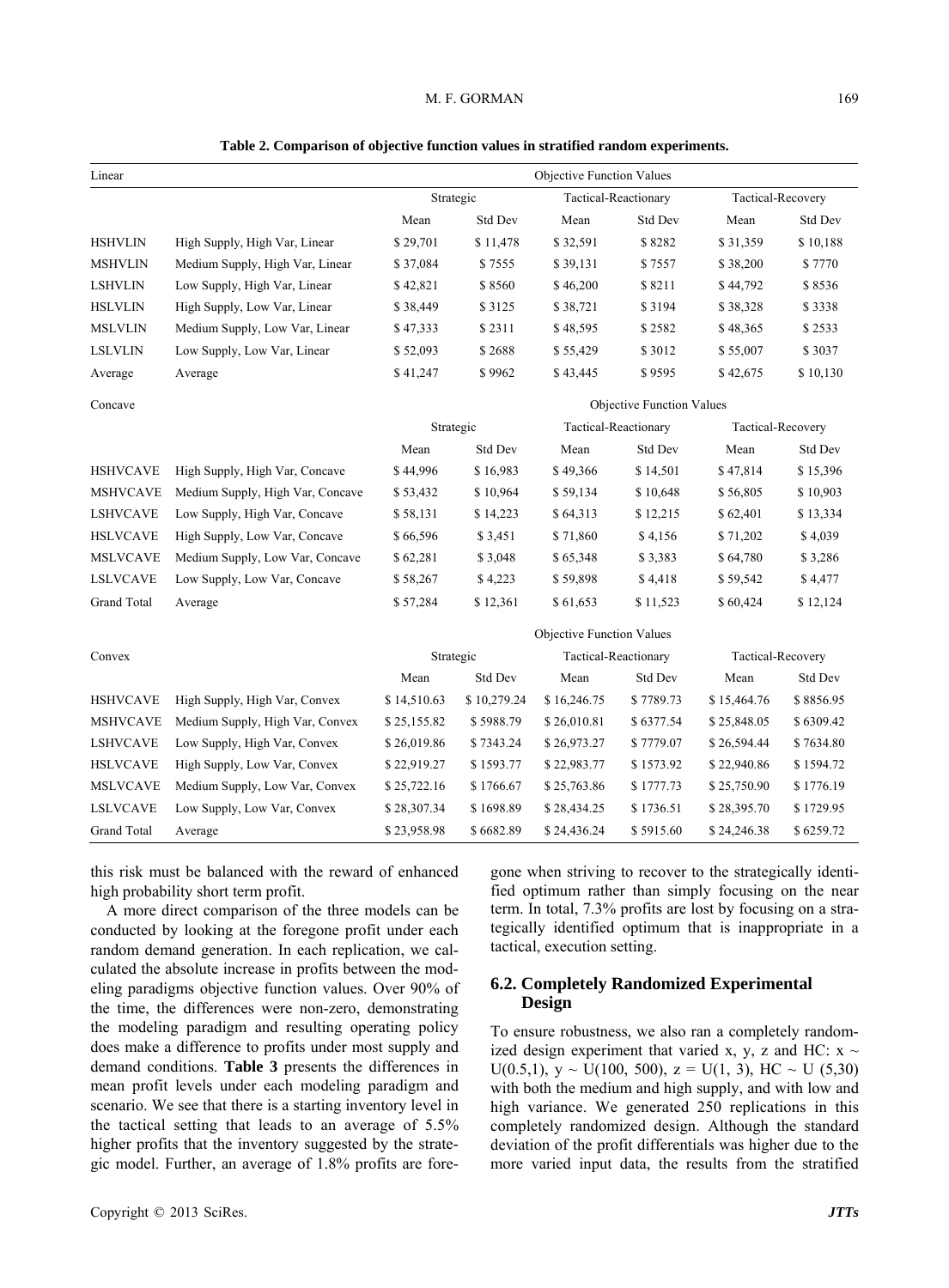**Table 2. Comparison of objective function values in stratified random experiments.**

| Linear | | Objective Function Values | | | | | |
|---|---|---|---|---|---|---|---|
| | | Strategic | | Tactical-Reactionary | | Tactical-Recovery | |
| | | Mean | Std Dev | Mean | Std Dev | Mean | Std Dev |
| HSHVLIN | High Supply, High Var, Linear | $ 29,701 | $ 11,478 | $ 32,591 | $ 8282 | $ 31,359 | $ 10,188 |
| MSHVLIN | Medium Supply, High Var, Linear | $ 37,084 | $ 7555 | $ 39,131 | $ 7557 | $ 38,200 | $ 7770 |
| LSHVLIN | Low Supply, High Var, Linear | $ 42,821 | $ 8560 | $ 46,200 | $ 8211 | $ 44,792 | $ 8536 |
| HSLVLIN | High Supply, Low Var, Linear | $ 38,449 | $ 3125 | $ 38,721 | $ 3194 | $ 38,328 | $ 3338 |
| MSLVLIN | Medium Supply, Low Var, Linear | $ 47,333 | $ 2311 | $ 48,595 | $ 2582 | $ 48,365 | $ 2533 |
| LSLVLIN | Low Supply, Low Var, Linear | $ 52,093 | $ 2688 | $ 55,429 | $ 3012 | $ 55,007 | $ 3037 |
| Average | Average | $ 41,247 | $ 9962 | $ 43,445 | $ 9595 | $ 42,675 | $ 10,130 |
| Concave | | Objective Function Values | | | | | |
| | | Strategic | | Tactical-Reactionary | | Tactical-Recovery | |
| | | Mean | Std Dev | Mean | Std Dev | Mean | Std Dev |
| HSHVCAVE | High Supply, High Var, Concave | $ 44,996 | $ 16,983 | $ 49,366 | $ 14,501 | $ 47,814 | $ 15,396 |
| MSHVCAVE | Medium Supply, High Var, Concave | $ 53,432 | $ 10,964 | $ 59,134 | $ 10,648 | $ 56,805 | $ 10,903 |
| LSHVCAVE | Low Supply, High Var, Concave | $ 58,131 | $ 14,223 | $ 64,313 | $ 12,215 | $ 62,401 | $ 13,334 |
| HSLVCAVE | High Supply, Low Var, Concave | $ 66,596 | $ 3,451 | $ 71,860 | $ 4,156 | $ 71,202 | $ 4,039 |
| MSLVCAVE | Medium Supply, Low Var, Concave | $ 62,281 | $ 3,048 | $ 65,348 | $ 3,383 | $ 64,780 | $ 3,286 |
| LSLVCAVE | Low Supply, Low Var, Concave | $ 58,267 | $ 4,223 | $ 59,898 | $ 4,418 | $ 59,542 | $ 4,477 |
| Grand Total | Average | $ 57,284 | $ 12,361 | $ 61,653 | $ 11,523 | $ 60,424 | $ 12,124 |
| | | Objective Function Values | | | | | |
| Convex | | Strategic | | Tactical-Reactionary | | Tactical-Recovery | |
| | | Mean | Std Dev | Mean | Std Dev | Mean | Std Dev |
| HSHVCAVE | High Supply, High Var, Convex | $ 14,510.63 | $ 10,279.24 | $ 16,246.75 | $ 7789.73 | $ 15,464.76 | $ 8856.95 |
| MSHVCAVE | Medium Supply, High Var, Convex | $ 25,155.82 | $ 5988.79 | $ 26,010.81 | $ 6377.54 | $ 25,848.05 | $ 6309.42 |
| LSHVCAVE | Low Supply, High Var, Convex | $ 26,019.86 | $ 7343.24 | $ 26,973.27 | $ 7779.07 | $ 26,594.44 | $ 7634.80 |
| HSLVCAVE | High Supply, Low Var, Convex | $ 22,919.27 | $ 1593.77 | $ 22,983.77 | $ 1573.92 | $ 22,940.86 | $ 1594.72 |
| MSLVCAVE | Medium Supply, Low Var, Convex | $ 25,722.16 | $ 1766.67 | $ 25,763.86 | $ 1777.73 | $ 25,750.90 | $ 1776.19 |
| LSLVCAVE | Low Supply, Low Var, Convex | $ 28,307.34 | $ 1698.89 | $ 28,434.25 | $ 1736.51 | $ 28,395.70 | $ 1729.95 |
| Grand Total | Average | $ 23,958.98 | $ 6682.89 | $ 24,436.24 | $ 5915.60 | $ 24,246.38 | $ 6259.72 |

this risk must be balanced with the reward of enhanced high probability short term profit.

A more direct comparison of the three models can be conducted by looking at the foregone profit under each random demand generation. In each replication, we calculated the absolute increase in profits between the modeling paradigms objective function values. Over 90% of the time, the differences were non-zero, demonstrating the modeling paradigm and resulting operating policy does make a difference to profits under most supply and demand conditions. **Table 3** presents the differences in mean profit levels under each modeling paradigm and scenario. We see that there is a starting inventory level in the tactical setting that leads to an average of 5.5% higher profits that the inventory suggested by the strategic model. Further, an average of 1.8% profits are foregone when striving to recover to the strategically identified optimum rather than simply focusing on the near term. In total, 7.3% profits are lost by focusing on a strategically identified optimum that is inappropriate in a tactical, execution setting.

### 6.2. Completely Randomized Experimental Design

To ensure robustness, we also ran a completely randomized design experiment that varied x, y, z and HC: $x \sim U(0.5,1)$, $y \sim U(100, 500)$, $z = U(1, 3)$, $HC \sim U(5,30)$ with both the medium and high supply, and with low and high variance. We generated 250 replications in this completely randomized design. Although the standard deviation of the profit differentials was higher due to the more varied input data, the results from the stratified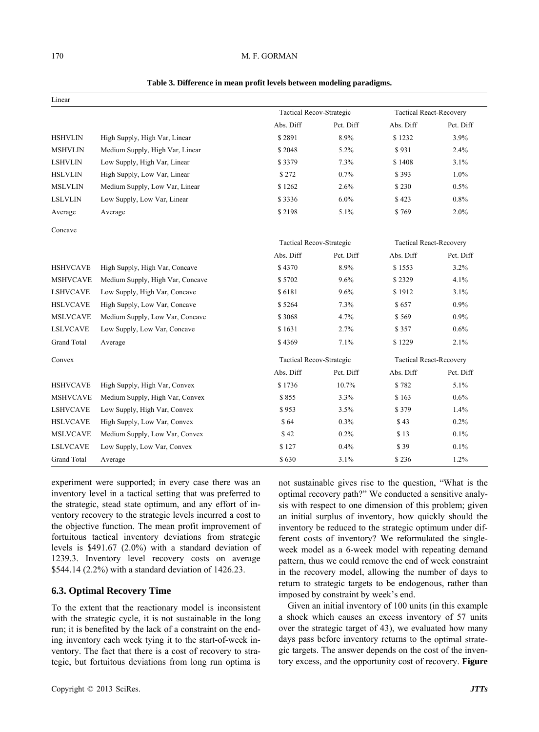**Table 3. Difference in mean profit levels between modeling paradigms.**

| Linear | | Tactical Recov-Strategic | | Tactical React-Recovery | |
|---|---|---|---|---|---|
| | | Abs. Diff | Pct. Diff | Abs. Diff | Pct. Diff |
| HSHVLIN | High Supply, High Var, Linear | $ 2891 | 8.9% | $ 1232 | 3.9% |
| MSHVLIN | Medium Supply, High Var, Linear | $ 2048 | 5.2% | $ 931 | 2.4% |
| LSHVLIN | Low Supply, High Var, Linear | $ 3379 | 7.3% | $ 1408 | 3.1% |
| HSLVLIN | High Supply, Low Var, Linear | $ 272 | 0.7% | $ 393 | 1.0% |
| MSLVLIN | Medium Supply, Low Var, Linear | $ 1262 | 2.6% | $ 230 | 0.5% |
| LSLVLIN | Low Supply, Low Var, Linear | $ 3336 | 6.0% | $ 423 | 0.8% |
| Average | Average | $ 2198 | 5.1% | $ 769 | 2.0% |
| **Concave** | | Tactical Recov-Strategic | | Tactical React-Recovery | |
| | | Abs. Diff | Pct. Diff | Abs. Diff | Pct. Diff |
| HSHVCAVE | High Supply, High Var, Concave | $ 4370 | 8.9% | $ 1553 | 3.2% |
| MSHVCAVE | Medium Supply, High Var, Concave | $ 5702 | 9.6% | $ 2329 | 4.1% |
| LSHVCAVE | Low Supply, High Var, Concave | $ 6181 | 9.6% | $ 1912 | 3.1% |
| HSLVCAVE | High Supply, Low Var, Concave | $ 5264 | 7.3% | $ 657 | 0.9% |
| MSLVCAVE | Medium Supply, Low Var, Concave | $ 3068 | 4.7% | $ 569 | 0.9% |
| LSLVCAVE | Low Supply, Low Var, Concave | $ 1631 | 2.7% | $ 357 | 0.6% |
| Grand Total | Average | $ 4369 | 7.1% | $ 1229 | 2.1% |
| **Convex** | | Tactical Recov-Strategic | | Tactical React-Recovery | |
| | | Abs. Diff | Pct. Diff | Abs. Diff | Pct. Diff |
| HSHVCAVE | High Supply, High Var, Convex | $ 1736 | 10.7% | $ 782 | 5.1% |
| MSHVCAVE | Medium Supply, High Var, Convex | $ 855 | 3.3% | $ 163 | 0.6% |
| LSHVCAVE | Low Supply, High Var, Convex | $ 953 | 3.5% | $ 379 | 1.4% |
| HSLVCAVE | High Supply, Low Var, Convex | $ 64 | 0.3% | $ 43 | 0.2% |
| MSLVCAVE | Medium Supply, Low Var, Convex | $ 42 | 0.2% | $ 13 | 0.1% |
| LSLVCAVE | Low Supply, Low Var, Convex | $ 127 | 0.4% | $ 39 | 0.1% |
| Grand Total | Average | $ 630 | 3.1% | $ 236 | 1.2% |

experiment were supported; in every case there was an inventory level in a tactical setting that was preferred to the strategic, stead state optimum, and any effort of inventory recovery to the strategic levels incurred a cost to the objective function. The mean profit improvement of fortuitous tactical inventory deviations from strategic levels is $491.67 (2.0%) with a standard deviation of 1239.3. Inventory level recovery costs on average $544.14 (2.2%) with a standard deviation of 1426.23.

### 6.3. Optimal Recovery Time

To the extent that the reactionary model is inconsistent with the strategic cycle, it is not sustainable in the long run; it is benefited by the lack of a constraint on the ending inventory each week tying it to the start-of-week inventory. The fact that there is a cost of recovery to strategic, but fortuitous deviations from long run optima is not sustainable gives rise to the question, "What is the optimal recovery path?" We conducted a sensitive analysis with respect to one dimension of this problem; given an initial surplus of inventory, how quickly should the inventory be reduced to the strategic optimum under different costs of inventory? We reformulated the single-week model as a 6-week model with repeating demand pattern, thus we could remove the end of week constraint in the recovery model, allowing the number of days to return to strategic targets to be endogenous, rather than imposed by constraint by week's end.

Given an initial inventory of 100 units (in this example a shock which causes an excess inventory of 57 units over the strategic target of 43), we evaluated how many days pass before inventory returns to the optimal strategic targets. The answer depends on the cost of the inventory excess, and the opportunity cost of recovery. **Figure**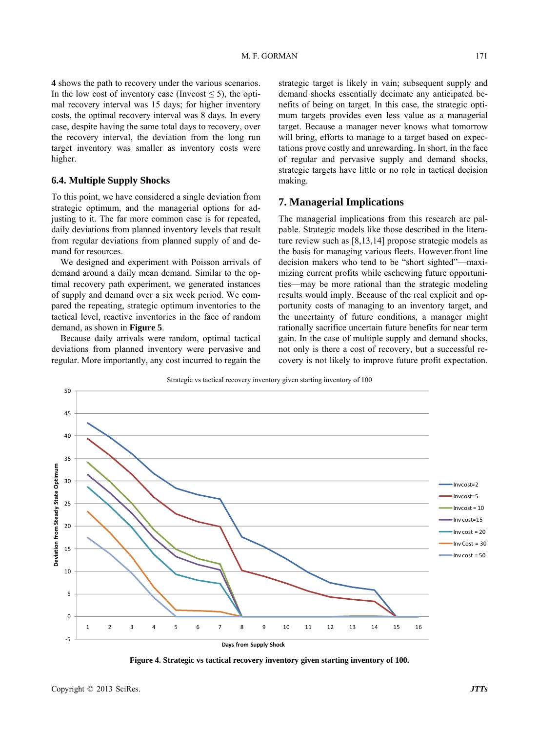**4** shows the path to recovery under the various scenarios. In the low cost of inventory case (Invcost ≤ 5), the optimal recovery interval was 15 days; for higher inventory costs, the optimal recovery interval was 8 days. In every case, despite having the same total days to recovery, over the recovery interval, the deviation from the long run target inventory was smaller as inventory costs were higher.

### 6.4. Multiple Supply Shocks

To this point, we have considered a single deviation from strategic optimum, and the managerial options for adjusting to it. The far more common case is for repeated, daily deviations from planned inventory levels that result from regular deviations from planned supply of and demand for resources.

We designed and experiment with Poisson arrivals of demand around a daily mean demand. Similar to the optimal recovery path experiment, we generated instances of supply and demand over a six week period. We compared the repeating, strategic optimum inventories to the tactical level, reactive inventories in the face of random demand, as shown in **Figure 5**.

Because daily arrivals were random, optimal tactical deviations from planned inventory were pervasive and regular. More importantly, any cost incurred to regain the strategic target is likely in vain; subsequent supply and demand shocks essentially decimate any anticipated benefits of being on target. In this case, the strategic optimum targets provides even less value as a managerial target. Because a manager never knows what tomorrow will bring, efforts to manage to a target based on expectations prove costly and unrewarding. In short, in the face of regular and pervasive supply and demand shocks, strategic targets have little or no role in tactical decision making.

## 7. Managerial Implications

The managerial implications from this research are palpable. Strategic models like those described in the literature review such as [8,13,14] propose strategic models as the basis for managing various fleets. However.front line decision makers who tend to be "short sighted"—maximizing current profits while eschewing future opportunities—may be more rational than the strategic modeling results would imply. Because of the real explicit and opportunity costs of managing to an inventory target, and the uncertainty of future conditions, a manager might rationally sacrifice uncertain future benefits for near term gain. In the case of multiple supply and demand shocks, not only is there a cost of recovery, but a successful recovery is not likely to improve future profit expectation.

**Figure 4. Strategic vs tactical recovery inventory given starting inventory of 100.**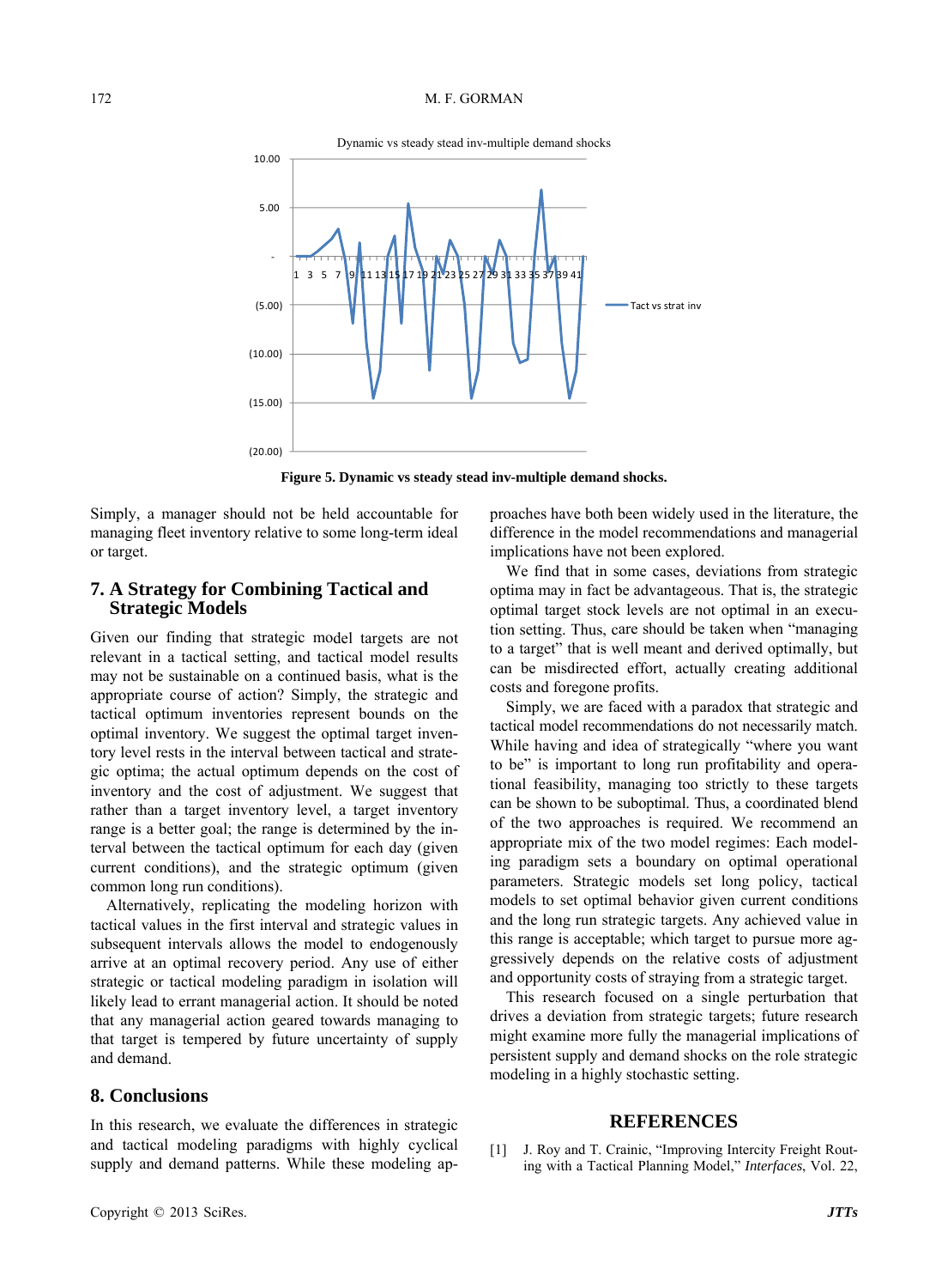Figure 5. Dynamic vs steady stead inv-multiple demand shocks.

Simply, a manager should not be held accountable for managing fleet inventory relative to some long-term ideal or target.

## 7. A Strategy for Combining Tactical and Strategic Models

Given our finding that strategic model targets are not relevant in a tactical setting, and tactical model results may not be sustainable on a continued basis, what is the appropriate course of action? Simply, the strategic and tactical optimum inventories represent bounds on the optimal inventory. We suggest the optimal target inventory level rests in the interval between tactical and strategic optima; the actual optimum depends on the cost of inventory and the cost of adjustment. We suggest that rather than a target inventory level, a target inventory range is a better goal; the range is determined by the interval between the tactical optimum for each day (given current conditions), and the strategic optimum (given common long run conditions).

Alternatively, replicating the modeling horizon with tactical values in the first interval and strategic values in subsequent intervals allows the model to endogenously arrive at an optimal recovery period. Any use of either strategic or tactical modeling paradigm in isolation will likely lead to errant managerial action. It should be noted that any managerial action geared towards managing to that target is tempered by future uncertainty of supply and demand.

## 8. Conclusions

In this research, we evaluate the differences in strategic and tactical modeling paradigms with highly cyclical supply and demand patterns. While these modeling approaches have both been widely used in the literature, the difference in the model recommendations and managerial implications have not been explored.

We find that in some cases, deviations from strategic optima may in fact be advantageous. That is, the strategic optimal target stock levels are not optimal in an execution setting. Thus, care should be taken when "managing to a target" that is well meant and derived optimally, but can be misdirected effort, actually creating additional costs and foregone profits.

Simply, we are faced with a paradox that strategic and tactical model recommendations do not necessarily match. While having and idea of strategically "where you want to be" is important to long run profitability and operational feasibility, managing too strictly to these targets can be shown to be suboptimal. Thus, a coordinated blend of the two approaches is required. We recommend an appropriate mix of the two model regimes: Each modeling paradigm sets a boundary on optimal operational parameters. Strategic models set long policy, tactical models to set optimal behavior given current conditions and the long run strategic targets. Any achieved value in this range is acceptable; which target to pursue more aggressively depends on the relative costs of adjustment and opportunity costs of straying from a strategic target.

This research focused on a single perturbation that drives a deviation from strategic targets; future research might examine more fully the managerial implications of persistent supply and demand shocks on the role strategic modeling in a highly stochastic setting.

## REFERENCES

[1] J. Roy and T. Crainic, "Improving Intercity Freight Routing with a Tactical Planning Model," *Interfaces*, Vol. 22,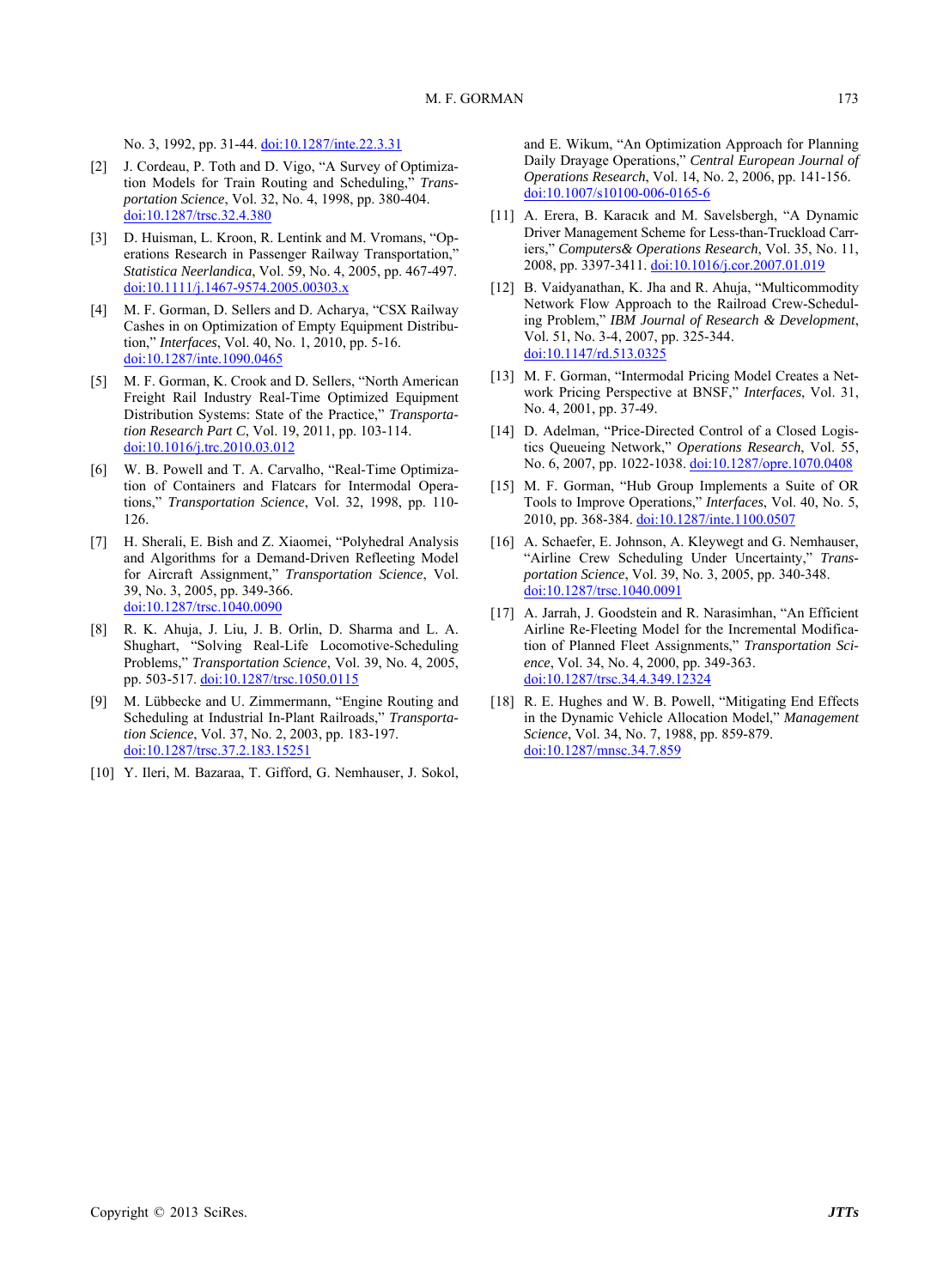No. 3, 1992, pp. 31-44. doi:10.1287/inte.22.3.31

[2] J. Cordeau, P. Toth and D. Vigo, "A Survey of Optimization Models for Train Routing and Scheduling," *Transportation Science*, Vol. 32, No. 4, 1998, pp. 380-404. doi:10.1287/trsc.32.4.380

[3] D. Huisman, L. Kroon, R. Lentink and M. Vromans, "Operations Research in Passenger Railway Transportation," *Statistica Neerlandica*, Vol. 59, No. 4, 2005, pp. 467-497. doi:10.1111/j.1467-9574.2005.00303.x

[4] M. F. Gorman, D. Sellers and D. Acharya, "CSX Railway Cashes in on Optimization of Empty Equipment Distribution," *Interfaces*, Vol. 40, No. 1, 2010, pp. 5-16. doi:10.1287/inte.1090.0465

[5] M. F. Gorman, K. Crook and D. Sellers, "North American Freight Rail Industry Real-Time Optimized Equipment Distribution Systems: State of the Practice," *Transportation Research Part C*, Vol. 19, 2011, pp. 103-114. doi:10.1016/j.trc.2010.03.012

[6] W. B. Powell and T. A. Carvalho, "Real-Time Optimization of Containers and Flatcars for Intermodal Operations," *Transportation Science*, Vol. 32, 1998, pp. 110-126.

[7] H. Sherali, E. Bish and Z. Xiaomei, "Polyhedral Analysis and Algorithms for a Demand-Driven Refleeting Model for Aircraft Assignment," *Transportation Science*, Vol. 39, No. 3, 2005, pp. 349-366. doi:10.1287/trsc.1040.0090

[8] R. K. Ahuja, J. Liu, J. B. Orlin, D. Sharma and L. A. Shughart, "Solving Real-Life Locomotive-Scheduling Problems," *Transportation Science*, Vol. 39, No. 4, 2005, pp. 503-517. doi:10.1287/trsc.1050.0115

[9] M. Lübbecke and U. Zimmermann, "Engine Routing and Scheduling at Industrial In-Plant Railroads," *Transportation Science*, Vol. 37, No. 2, 2003, pp. 183-197. doi:10.1287/trsc.37.2.183.15251

[10] Y. Ileri, M. Bazaraa, T. Gifford, G. Nemhauser, J. Sokol, and E. Wikum, "An Optimization Approach for Planning Daily Drayage Operations," *Central European Journal of Operations Research*, Vol. 14, No. 2, 2006, pp. 141-156. doi:10.1007/s10100-006-0165-6

[11] A. Erera, B. Karacık and M. Savelsbergh, "A Dynamic Driver Management Scheme for Less-than-Truckload Carriers," *Computers& Operations Research*, Vol. 35, No. 11, 2008, pp. 3397-3411. doi:10.1016/j.cor.2007.01.019

[12] B. Vaidyanathan, K. Jha and R. Ahuja, "Multicommodity Network Flow Approach to the Railroad Crew-Scheduling Problem," *IBM Journal of Research & Development*, Vol. 51, No. 3-4, 2007, pp. 325-344. doi:10.1147/rd.513.0325

[13] M. F. Gorman, "Intermodal Pricing Model Creates a Network Pricing Perspective at BNSF," *Interfaces*, Vol. 31, No. 4, 2001, pp. 37-49.

[14] D. Adelman, "Price-Directed Control of a Closed Logistics Queueing Network," *Operations Research*, Vol. 55, No. 6, 2007, pp. 1022-1038. doi:10.1287/opre.1070.0408

[15] M. F. Gorman, "Hub Group Implements a Suite of OR Tools to Improve Operations," *Interfaces*, Vol. 40, No. 5, 2010, pp. 368-384. doi:10.1287/inte.1100.0507

[16] A. Schaefer, E. Johnson, A. Kleywegt and G. Nemhauser, "Airline Crew Scheduling Under Uncertainty," *Transportation Science*, Vol. 39, No. 3, 2005, pp. 340-348. doi:10.1287/trsc.1040.0091

[17] A. Jarrah, J. Goodstein and R. Narasimhan, "An Efficient Airline Re-Fleeting Model for the Incremental Modification of Planned Fleet Assignments," *Transportation Science*, Vol. 34, No. 4, 2000, pp. 349-363. doi:10.1287/trsc.34.4.349.12324

[18] R. E. Hughes and W. B. Powell, "Mitigating End Effects in the Dynamic Vehicle Allocation Model," *Management Science*, Vol. 34, No. 7, 1988, pp. 859-879. doi:10.1287/mnsc.34.7.859